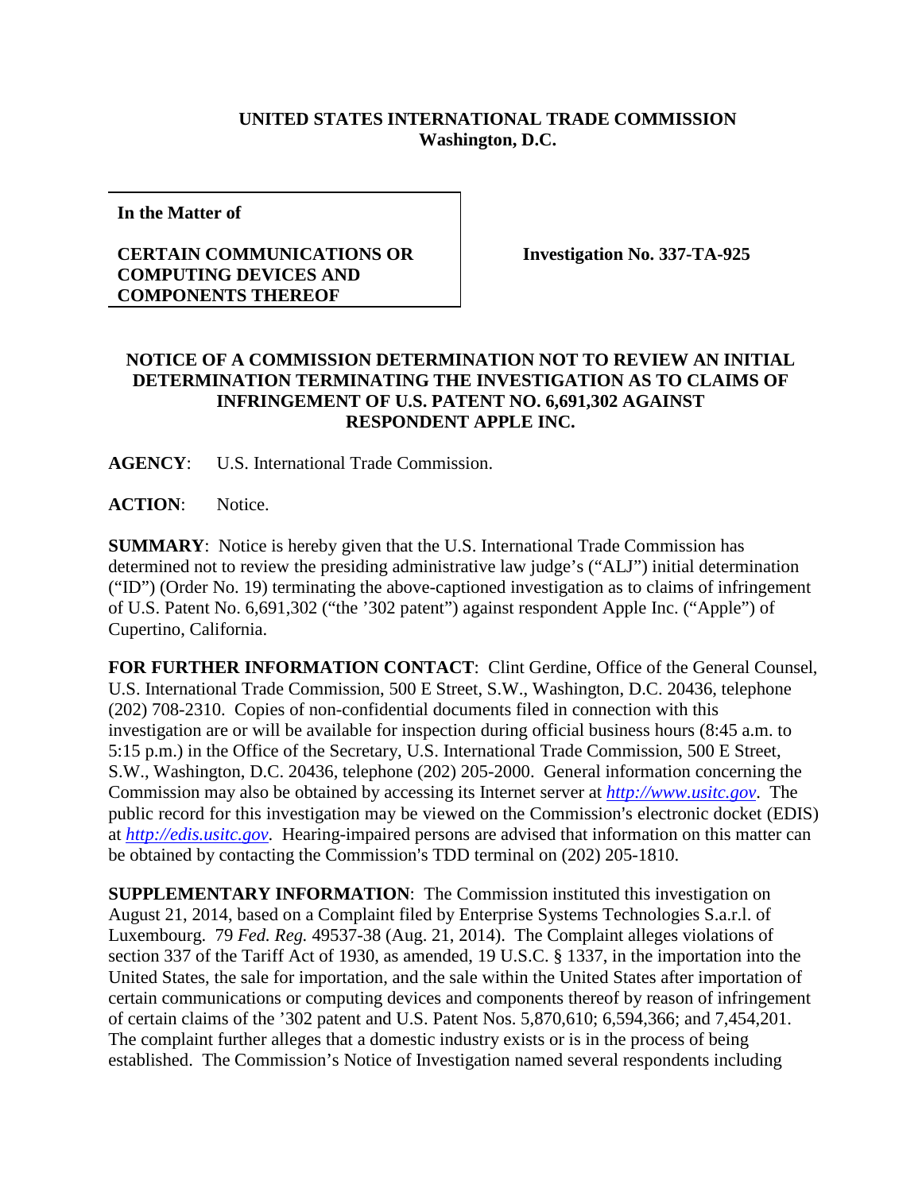**UNITED STATES INTERNATIONAL TRADE COMMISSION**
**Washington, D.C.**

| In the Matter of | |
|---|---|
| **CERTAIN COMMUNICATIONS OR COMPUTING DEVICES AND COMPONENTS THEREOF** | **Investigation No. 337-TA-925** |

**NOTICE OF A COMMISSION DETERMINATION NOT TO REVIEW AN INITIAL DETERMINATION TERMINATING THE INVESTIGATION AS TO CLAIMS OF INFRINGEMENT OF U.S. PATENT NO. 6,691,302 AGAINST RESPONDENT APPLE INC.**

**AGENCY**: U.S. International Trade Commission.

**ACTION**: Notice.

**SUMMARY**: Notice is hereby given that the U.S. International Trade Commission has determined not to review the presiding administrative law judge's ("ALJ") initial determination ("ID") (Order No. 19) terminating the above-captioned investigation as to claims of infringement of U.S. Patent No. 6,691,302 ("the '302 patent") against respondent Apple Inc. ("Apple") of Cupertino, California.

**FOR FURTHER INFORMATION CONTACT**: Clint Gerdine, Office of the General Counsel, U.S. International Trade Commission, 500 E Street, S.W., Washington, D.C. 20436, telephone (202) 708-2310. Copies of non-confidential documents filed in connection with this investigation are or will be available for inspection during official business hours (8:45 a.m. to 5:15 p.m.) in the Office of the Secretary, U.S. International Trade Commission, 500 E Street, S.W., Washington, D.C. 20436, telephone (202) 205-2000. General information concerning the Commission may also be obtained by accessing its Internet server at *http://www.usitc.gov*. The public record for this investigation may be viewed on the Commission's electronic docket (EDIS) at *http://edis.usitc.gov*. Hearing-impaired persons are advised that information on this matter can be obtained by contacting the Commission's TDD terminal on (202) 205-1810.

**SUPPLEMENTARY INFORMATION**: The Commission instituted this investigation on August 21, 2014, based on a Complaint filed by Enterprise Systems Technologies S.a.r.l. of Luxembourg. 79 *Fed. Reg.* 49537-38 (Aug. 21, 2014). The Complaint alleges violations of section 337 of the Tariff Act of 1930, as amended, 19 U.S.C. § 1337, in the importation into the United States, the sale for importation, and the sale within the United States after importation of certain communications or computing devices and components thereof by reason of infringement of certain claims of the '302 patent and U.S. Patent Nos. 5,870,610; 6,594,366; and 7,454,201. The complaint further alleges that a domestic industry exists or is in the process of being established. The Commission's Notice of Investigation named several respondents including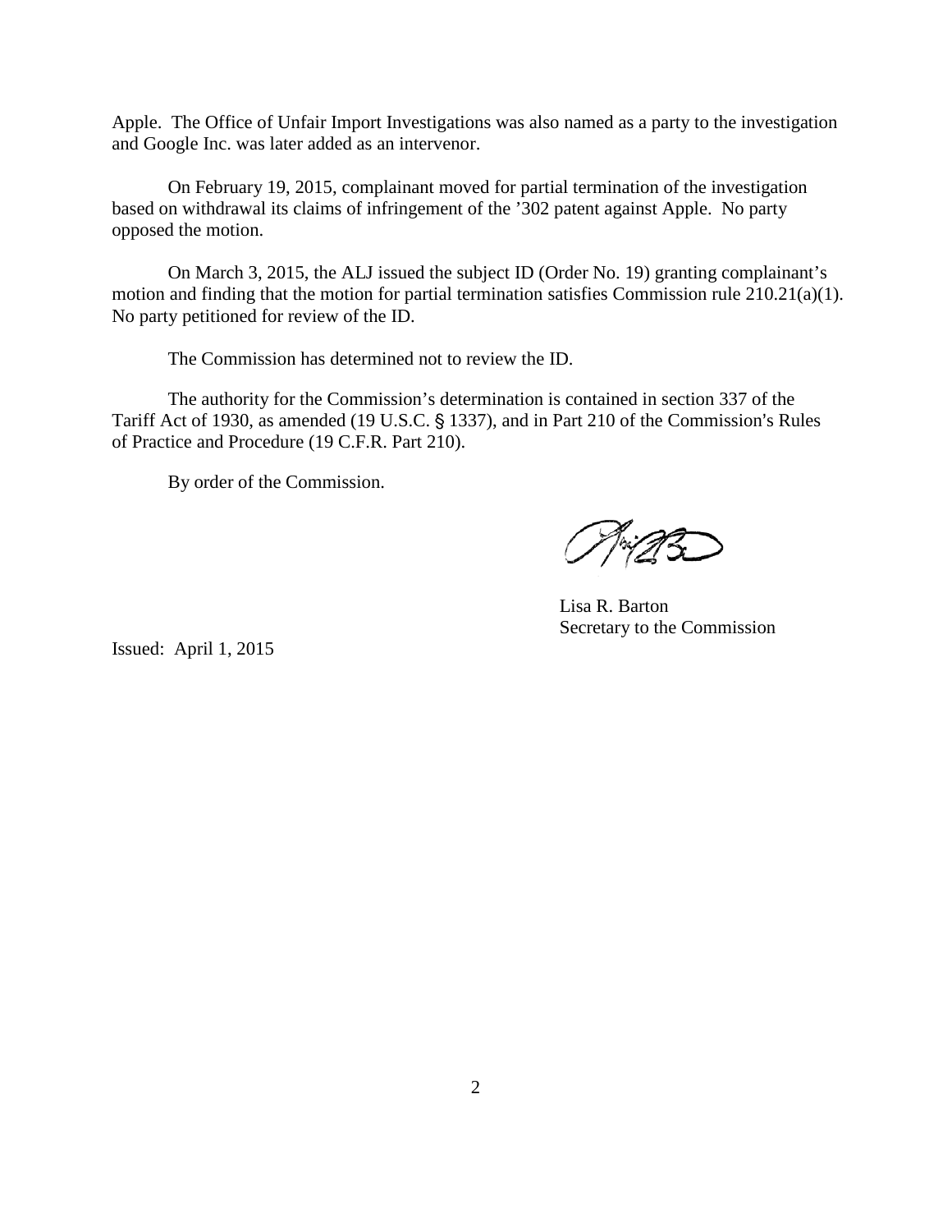Apple. The Office of Unfair Import Investigations was also named as a party to the investigation and Google Inc. was later added as an intervenor.

On February 19, 2015, complainant moved for partial termination of the investigation based on withdrawal its claims of infringement of the '302 patent against Apple. No party opposed the motion.

On March 3, 2015, the ALJ issued the subject ID (Order No. 19) granting complainant's motion and finding that the motion for partial termination satisfies Commission rule 210.21(a)(1). No party petitioned for review of the ID.

The Commission has determined not to review the ID.

The authority for the Commission's determination is contained in section 337 of the Tariff Act of 1930, as amended (19 U.S.C. § 1337), and in Part 210 of the Commission's Rules of Practice and Procedure (19 C.F.R. Part 210).

By order of the Commission.

Lisa R. Barton
Secretary to the Commission

Issued: April 1, 2015